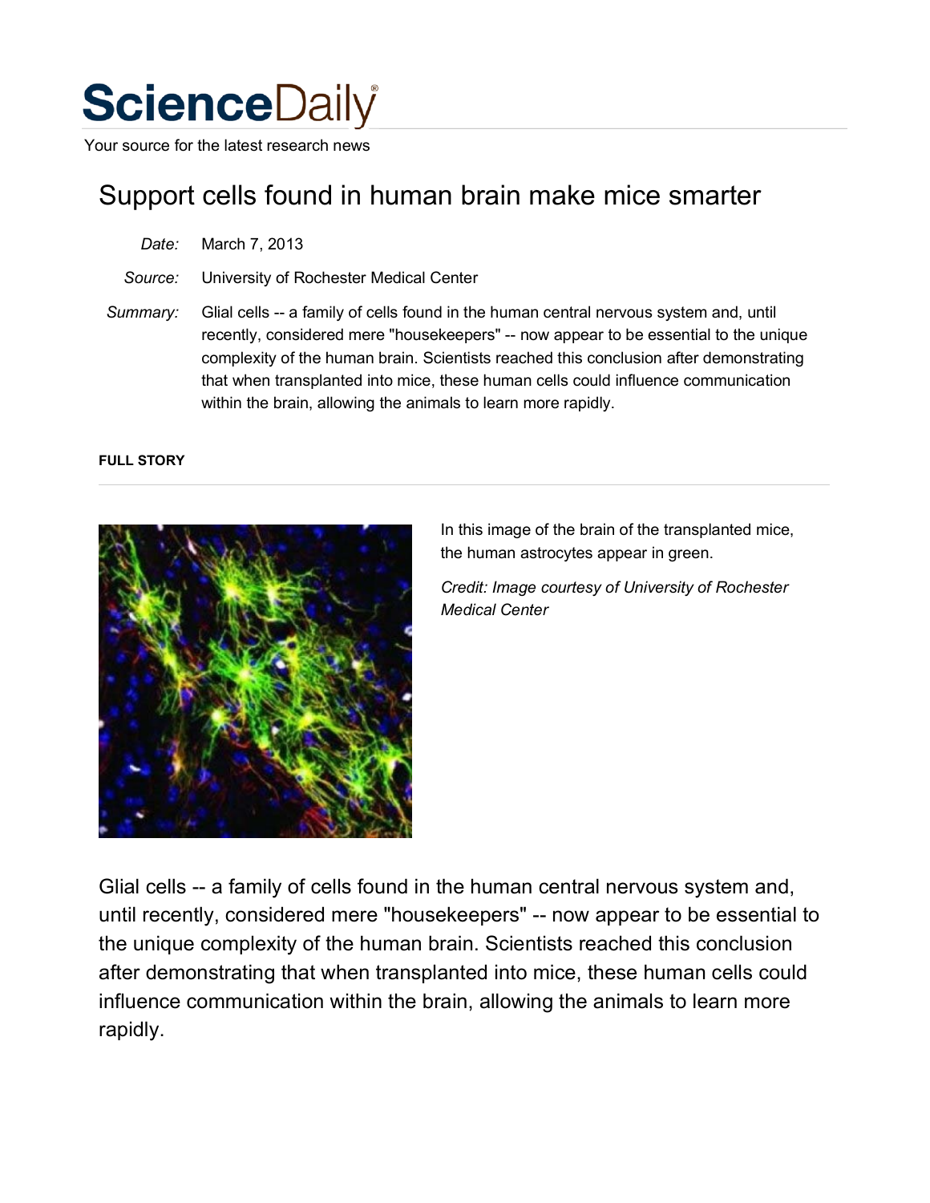# ScienceDaily

Your source for the latest research news

## Support cells found in human brain make mice smarter

*Date:* March 7, 2013

*Source:* University of Rochester Medical Center

*Summary:* Glial cells -- a family of cells found in the human central nervous system and, until recently, considered mere "housekeepers" -- now appear to be essential to the unique complexity of the human brain. Scientists reached this conclusion after demonstrating that when transplanted into mice, these human cells could influence communication within the brain, allowing the animals to learn more rapidly.

**FULL STORY**

In this image of the brain of the transplanted mice, the human astrocytes appear in green.

*Credit: Image courtesy of University of Rochester Medical Center*

Glial cells -- a family of cells found in the human central nervous system and, until recently, considered mere "housekeepers" -- now appear to be essential to the unique complexity of the human brain. Scientists reached this conclusion after demonstrating that when transplanted into mice, these human cells could influence communication within the brain, allowing the animals to learn more rapidly.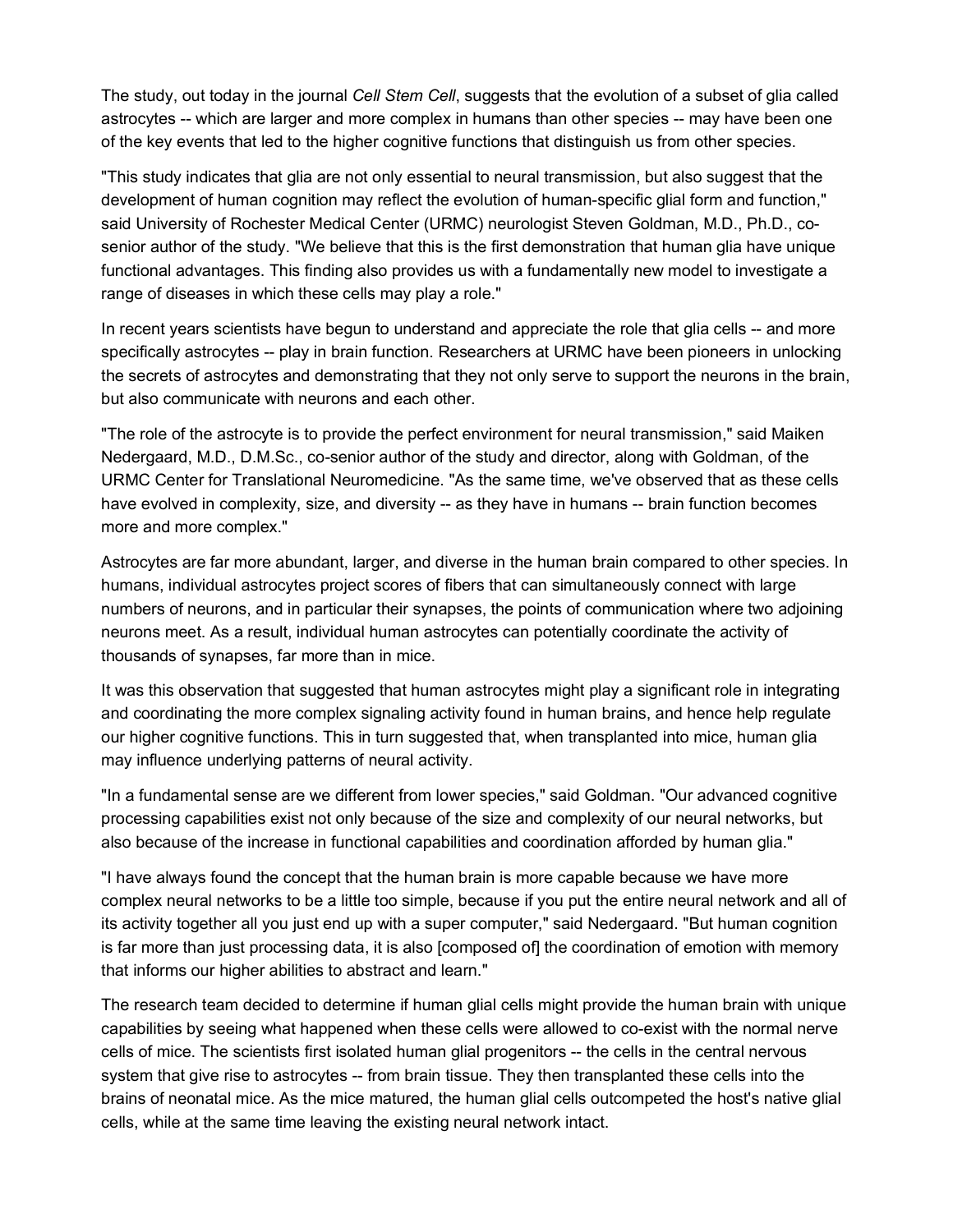The study, out today in the journal *Cell Stem Cell*, suggests that the evolution of a subset of glia called astrocytes -- which are larger and more complex in humans than other species -- may have been one of the key events that led to the higher cognitive functions that distinguish us from other species.

"This study indicates that glia are not only essential to neural transmission, but also suggest that the development of human cognition may reflect the evolution of human-specific glial form and function," said University of Rochester Medical Center (URMC) neurologist Steven Goldman, M.D., Ph.D., co-senior author of the study. "We believe that this is the first demonstration that human glia have unique functional advantages. This finding also provides us with a fundamentally new model to investigate a range of diseases in which these cells may play a role."

In recent years scientists have begun to understand and appreciate the role that glia cells -- and more specifically astrocytes -- play in brain function. Researchers at URMC have been pioneers in unlocking the secrets of astrocytes and demonstrating that they not only serve to support the neurons in the brain, but also communicate with neurons and each other.

"The role of the astrocyte is to provide the perfect environment for neural transmission," said Maiken Nedergaard, M.D., D.M.Sc., co-senior author of the study and director, along with Goldman, of the URMC Center for Translational Neuromedicine. "As the same time, we've observed that as these cells have evolved in complexity, size, and diversity -- as they have in humans -- brain function becomes more and more complex."

Astrocytes are far more abundant, larger, and diverse in the human brain compared to other species. In humans, individual astrocytes project scores of fibers that can simultaneously connect with large numbers of neurons, and in particular their synapses, the points of communication where two adjoining neurons meet. As a result, individual human astrocytes can potentially coordinate the activity of thousands of synapses, far more than in mice.

It was this observation that suggested that human astrocytes might play a significant role in integrating and coordinating the more complex signaling activity found in human brains, and hence help regulate our higher cognitive functions. This in turn suggested that, when transplanted into mice, human glia may influence underlying patterns of neural activity.

"In a fundamental sense are we different from lower species," said Goldman. "Our advanced cognitive processing capabilities exist not only because of the size and complexity of our neural networks, but also because of the increase in functional capabilities and coordination afforded by human glia."

"I have always found the concept that the human brain is more capable because we have more complex neural networks to be a little too simple, because if you put the entire neural network and all of its activity together all you just end up with a super computer," said Nedergaard. "But human cognition is far more than just processing data, it is also [composed of] the coordination of emotion with memory that informs our higher abilities to abstract and learn."

The research team decided to determine if human glial cells might provide the human brain with unique capabilities by seeing what happened when these cells were allowed to co-exist with the normal nerve cells of mice. The scientists first isolated human glial progenitors -- the cells in the central nervous system that give rise to astrocytes -- from brain tissue. They then transplanted these cells into the brains of neonatal mice. As the mice matured, the human glial cells outcompeted the host's native glial cells, while at the same time leaving the existing neural network intact.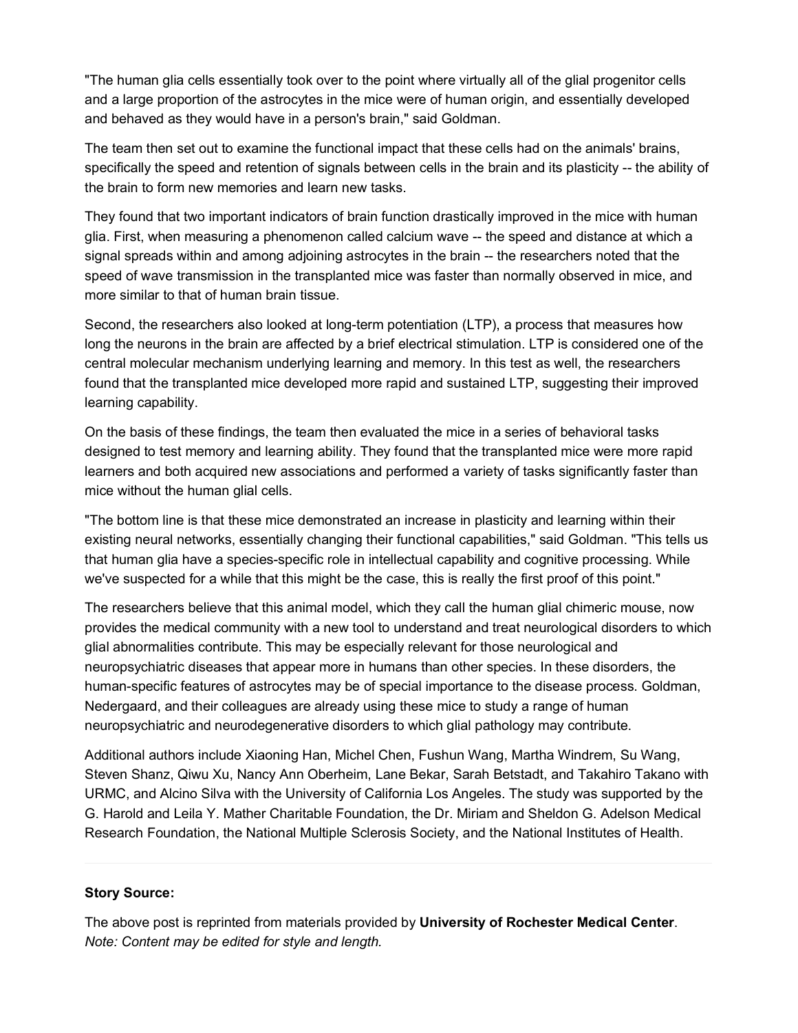"The human glia cells essentially took over to the point where virtually all of the glial progenitor cells and a large proportion of the astrocytes in the mice were of human origin, and essentially developed and behaved as they would have in a person's brain," said Goldman.

The team then set out to examine the functional impact that these cells had on the animals' brains, specifically the speed and retention of signals between cells in the brain and its plasticity -- the ability of the brain to form new memories and learn new tasks.

They found that two important indicators of brain function drastically improved in the mice with human glia. First, when measuring a phenomenon called calcium wave -- the speed and distance at which a signal spreads within and among adjoining astrocytes in the brain -- the researchers noted that the speed of wave transmission in the transplanted mice was faster than normally observed in mice, and more similar to that of human brain tissue.

Second, the researchers also looked at long-term potentiation (LTP), a process that measures how long the neurons in the brain are affected by a brief electrical stimulation. LTP is considered one of the central molecular mechanism underlying learning and memory. In this test as well, the researchers found that the transplanted mice developed more rapid and sustained LTP, suggesting their improved learning capability.

On the basis of these findings, the team then evaluated the mice in a series of behavioral tasks designed to test memory and learning ability. They found that the transplanted mice were more rapid learners and both acquired new associations and performed a variety of tasks significantly faster than mice without the human glial cells.

"The bottom line is that these mice demonstrated an increase in plasticity and learning within their existing neural networks, essentially changing their functional capabilities," said Goldman. "This tells us that human glia have a species-specific role in intellectual capability and cognitive processing. While we've suspected for a while that this might be the case, this is really the first proof of this point."

The researchers believe that this animal model, which they call the human glial chimeric mouse, now provides the medical community with a new tool to understand and treat neurological disorders to which glial abnormalities contribute. This may be especially relevant for those neurological and neuropsychiatric diseases that appear more in humans than other species. In these disorders, the human-specific features of astrocytes may be of special importance to the disease process. Goldman, Nedergaard, and their colleagues are already using these mice to study a range of human neuropsychiatric and neurodegenerative disorders to which glial pathology may contribute.

Additional authors include Xiaoning Han, Michel Chen, Fushun Wang, Martha Windrem, Su Wang, Steven Shanz, Qiwu Xu, Nancy Ann Oberheim, Lane Bekar, Sarah Betstadt, and Takahiro Takano with URMC, and Alcino Silva with the University of California Los Angeles. The study was supported by the G. Harold and Leila Y. Mather Charitable Foundation, the Dr. Miriam and Sheldon G. Adelson Medical Research Foundation, the National Multiple Sclerosis Society, and the National Institutes of Health.

---

**Story Source:**

The above post is reprinted from materials provided by **University of Rochester Medical Center**. *Note: Content may be edited for style and length.*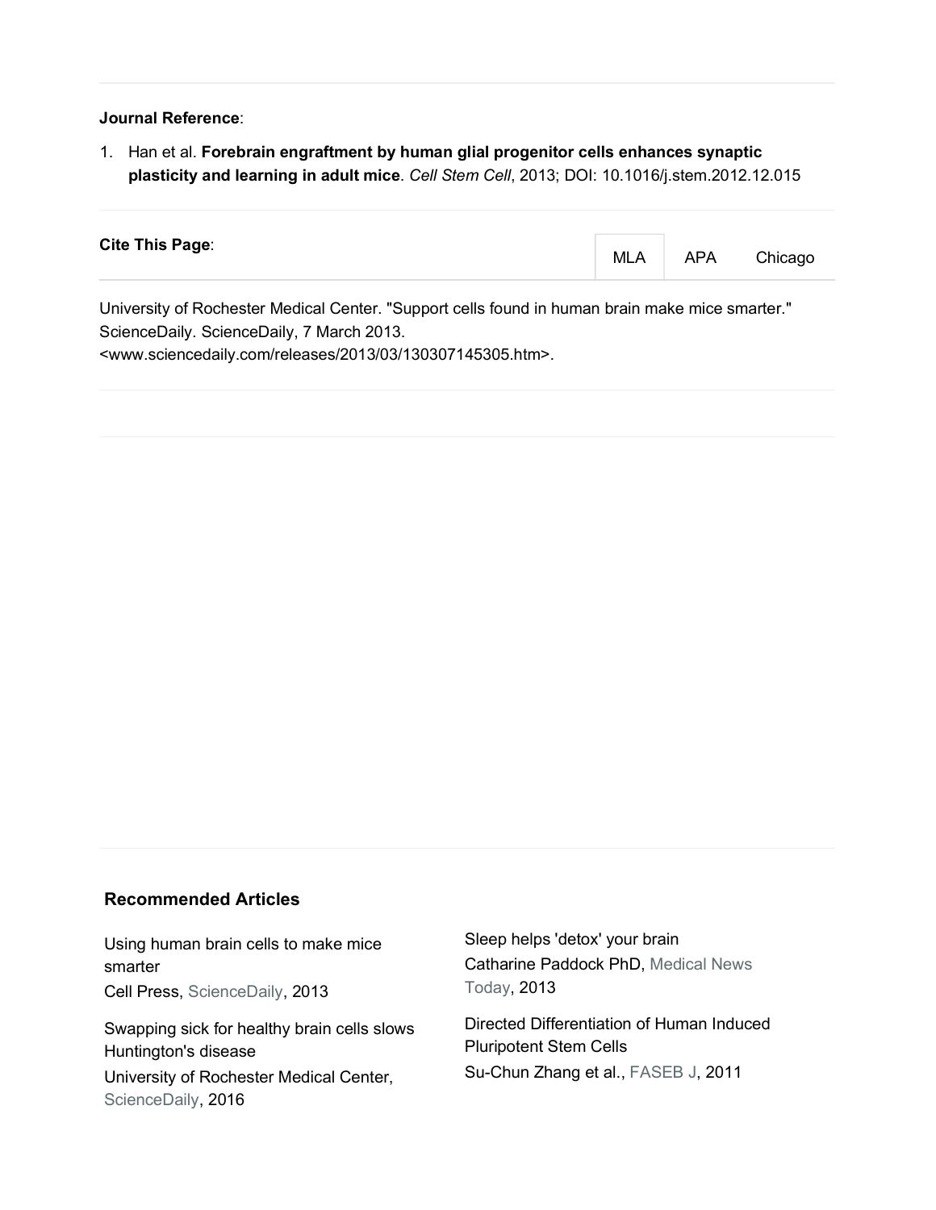**Journal Reference**:

1. Han et al. **Forebrain engraftment by human glial progenitor cells enhances synaptic plasticity and learning in adult mice**. *Cell Stem Cell*, 2013; DOI: 10.1016/j.stem.2012.12.015

**Cite This Page**:

MLA APA Chicago

University of Rochester Medical Center. "Support cells found in human brain make mice smarter." ScienceDaily. ScienceDaily, 7 March 2013. <www.sciencedaily.com/releases/2013/03/130307145305.htm>.

**Recommended Articles**

Using human brain cells to make mice smarter
Cell Press, ScienceDaily, 2013

Swapping sick for healthy brain cells slows Huntington's disease
University of Rochester Medical Center, ScienceDaily, 2016

Sleep helps 'detox' your brain
Catharine Paddock PhD, Medical News Today, 2013

Directed Differentiation of Human Induced Pluripotent Stem Cells
Su-Chun Zhang et al., FASEB J, 2011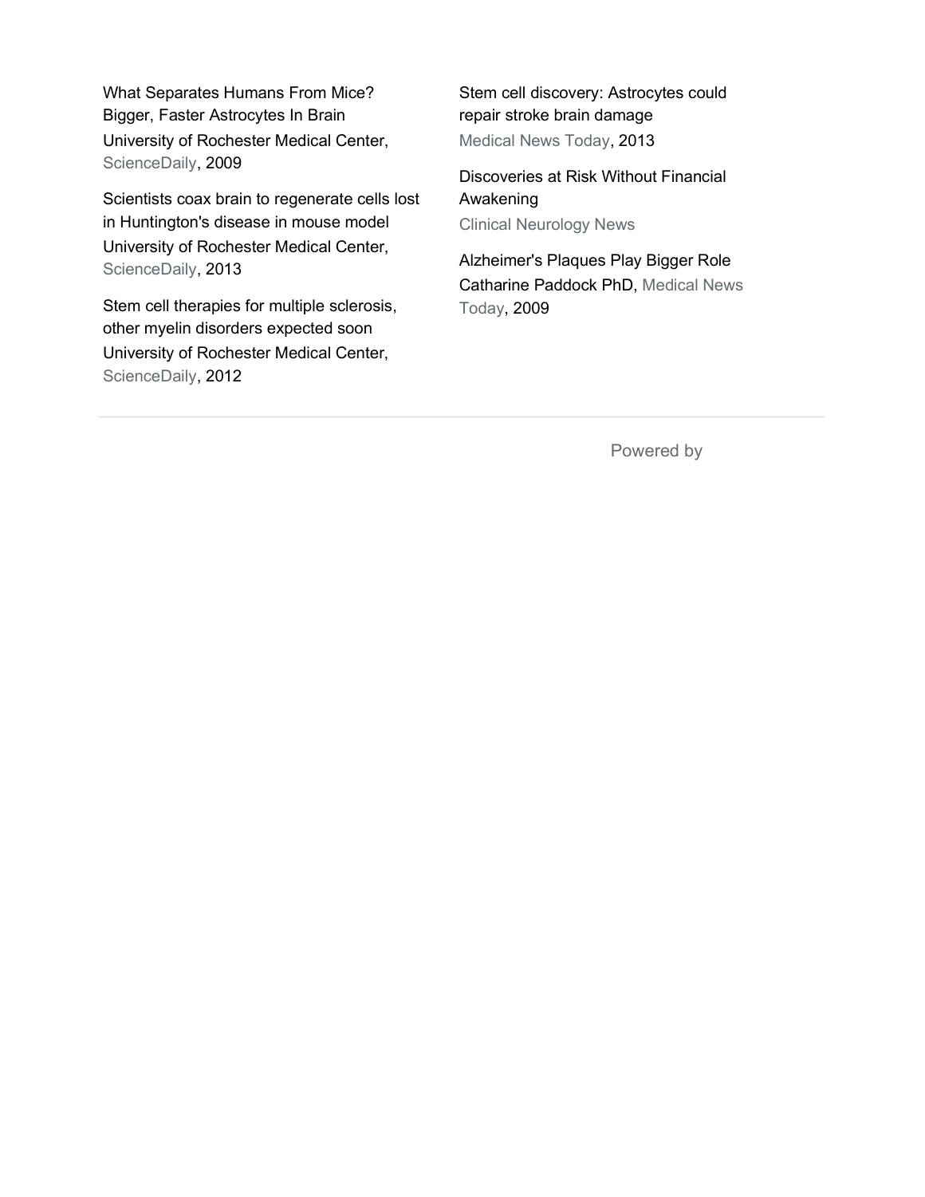What Separates Humans From Mice? Bigger, Faster Astrocytes In Brain
University of Rochester Medical Center, ScienceDaily, 2009

Scientists coax brain to regenerate cells lost in Huntington's disease in mouse model
University of Rochester Medical Center, ScienceDaily, 2013

Stem cell therapies for multiple sclerosis, other myelin disorders expected soon
University of Rochester Medical Center, ScienceDaily, 2012

Stem cell discovery: Astrocytes could repair stroke brain damage
Medical News Today, 2013

Discoveries at Risk Without Financial Awakening
Clinical Neurology News

Alzheimer's Plaques Play Bigger Role
Catharine Paddock PhD, Medical News Today, 2009

Powered by